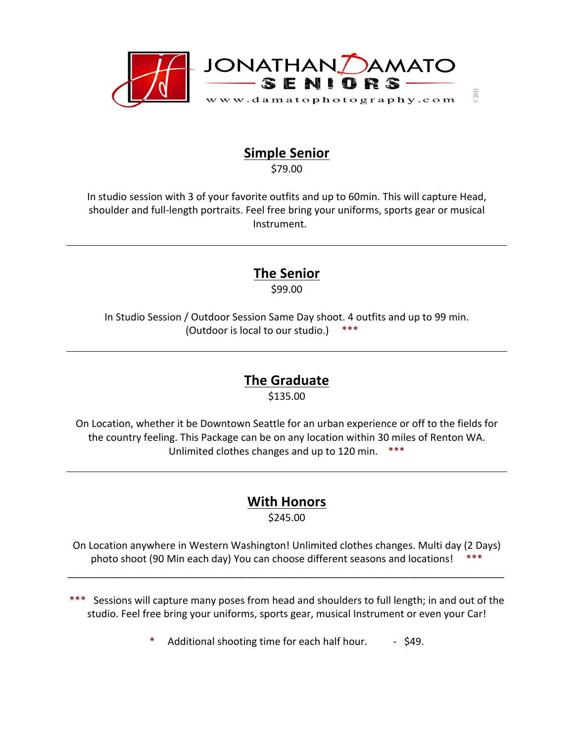# JONATHAN DAMATO SENIORS

www.damatophotography.com

© 2011

## Simple Senior

$79.00

In studio session with 3 of your favorite outfits and up to 60min. This will capture Head, shoulder and full-length portraits. Feel free bring your uniforms, sports gear or musical Instrument.

---

## The Senior

$99.00

In Studio Session / Outdoor Session Same Day shoot. 4 outfits and up to 99 min. (Outdoor is local to our studio.) ***

---

## The Graduate

$135.00

On Location, whether it be Downtown Seattle for an urban experience or off to the fields for the country feeling. This Package can be on any location within 30 miles of Renton WA. Unlimited clothes changes and up to 120 min. ***

---

## With Honors

$245.00

On Location anywhere in Western Washington! Unlimited clothes changes. Multi day (2 Days) photo shoot (90 Min each day) You can choose different seasons and locations! ***

---

*** Sessions will capture many poses from head and shoulders to full length; in and out of the studio. Feel free bring your uniforms, sports gear, musical Instrument or even your Car!

* Additional shooting time for each half hour. - $49.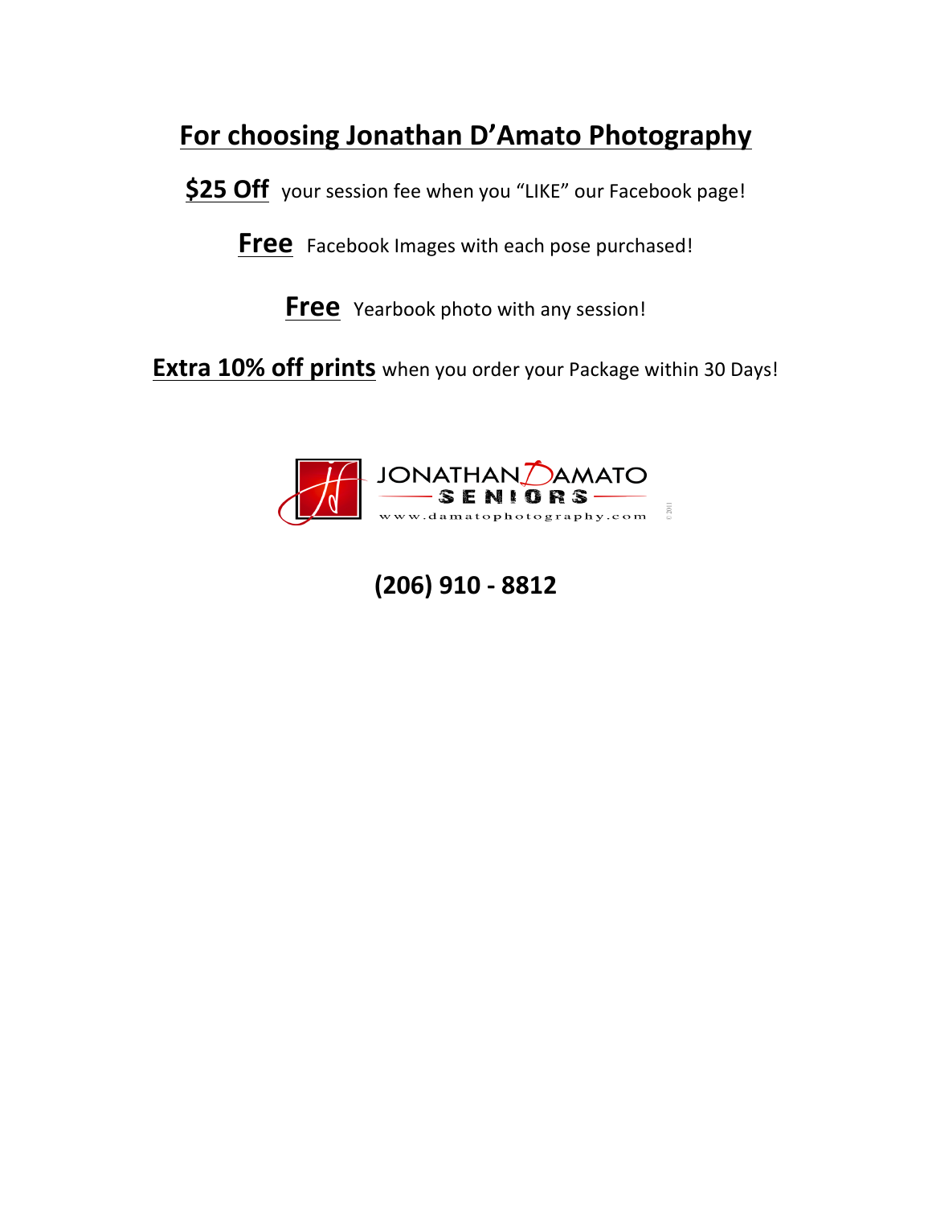## For choosing Jonathan D'Amato Photography

**$25 Off** your session fee when you "LIKE" our Facebook page!

**Free** Facebook Images with each pose purchased!

**Free** Yearbook photo with any session!

**Extra 10% off prints** when you order your Package within 30 Days!

JONATHAN DAMATO
SENIORS
www.damatophotography.com

**(206) 910 - 8812**